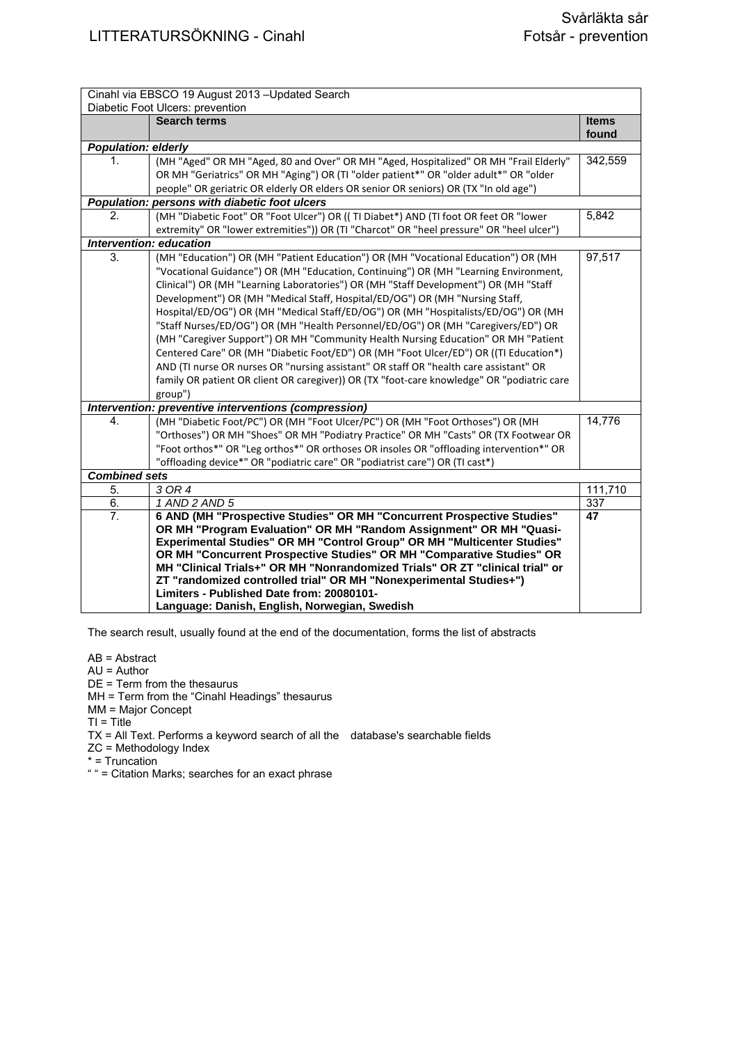# LITTERATURSÖKNING - Cinahl

Svårläkta sår
Fotsår - prevention

| Cinahl via EBSCO 19 August 2013 –Updated Search<br>Diabetic Foot Ulcers: prevention | | |
|---|---|---|
| | **Search terms** | **Items found** |
| ***Population: elderly*** | | |
| 1. | (MH "Aged" OR MH "Aged, 80 and Over" OR MH "Aged, Hospitalized" OR MH "Frail Elderly" OR MH "Geriatrics" OR MH "Aging") OR (TI "older patient*" OR "older adult*" OR "older people" OR geriatric OR elderly OR elders OR senior OR seniors) OR (TX "In old age") | 342,559 |
| ***Population: persons with diabetic foot ulcers*** | | |
| 2. | (MH "Diabetic Foot" OR "Foot Ulcer") OR (( TI Diabet*) AND (TI foot OR feet OR "lower extremity" OR "lower extremities")) OR (TI "Charcot" OR "heel pressure" OR "heel ulcer") | 5,842 |
| ***Intervention: education*** | | |
| 3. | (MH "Education") OR (MH "Patient Education") OR (MH "Vocational Education") OR (MH "Vocational Guidance") OR (MH "Education, Continuing") OR (MH "Learning Environment, Clinical") OR (MH "Learning Laboratories") OR (MH "Staff Development") OR (MH "Staff Development") OR (MH "Medical Staff, Hospital/ED/OG") OR (MH "Nursing Staff, Hospital/ED/OG") OR (MH "Medical Staff/ED/OG") OR (MH "Hospitalists/ED/OG") OR (MH "Staff Nurses/ED/OG") OR (MH "Health Personnel/ED/OG") OR (MH "Caregivers/ED") OR (MH "Caregiver Support") OR MH "Community Health Nursing Education" OR MH "Patient Centered Care" OR (MH "Diabetic Foot/ED") OR (MH "Foot Ulcer/ED") OR ((TI Education*) AND (TI nurse OR nurses OR "nursing assistant" OR staff OR "health care assistant" OR family OR patient OR client OR caregiver)) OR (TX "foot-care knowledge" OR "podiatric care group") | 97,517 |
| ***Intervention: preventive interventions (compression)*** | | |
| 4. | (MH "Diabetic Foot/PC") OR (MH "Foot Ulcer/PC") OR (MH "Foot Orthoses") OR (MH "Orthoses") OR MH "Shoes" OR MH "Podiatry Practice" OR MH "Casts" OR (TX Footwear OR "Foot orthos*" OR "Leg orthos*" OR orthoses OR insoles OR "offloading intervention*" OR "offloading device*" OR "podiatric care" OR "podiatrist care") OR (TI cast*) | 14,776 |
| ***Combined sets*** | | |
| 5. | *3 OR 4* | 111,710 |
| 6. | *1 AND 2 AND 5* | 337 |
| **7.** | **6 AND (MH "Prospective Studies" OR MH "Concurrent Prospective Studies" OR MH "Program Evaluation" OR MH "Random Assignment" OR MH "Quasi-Experimental Studies" OR MH "Control Group" OR MH "Multicenter Studies" OR MH "Concurrent Prospective Studies" OR MH "Comparative Studies" OR MH "Clinical Trials+" OR MH "Nonrandomized Trials" OR ZT "clinical trial" or ZT "randomized controlled trial" OR MH "Nonexperimental Studies+")<br>Limiters - Published Date from: 20080101-<br>Language: Danish, English, Norwegian, Swedish** | **47** |

The search result, usually found at the end of the documentation, forms the list of abstracts

AB = Abstract
AU = Author
DE = Term from the thesaurus
MH = Term from the "Cinahl Headings" thesaurus
MM = Major Concept
TI = Title
TX = All Text. Performs a keyword search of all the database's searchable fields
ZC = Methodology Index
* = Truncation
" " = Citation Marks; searches for an exact phrase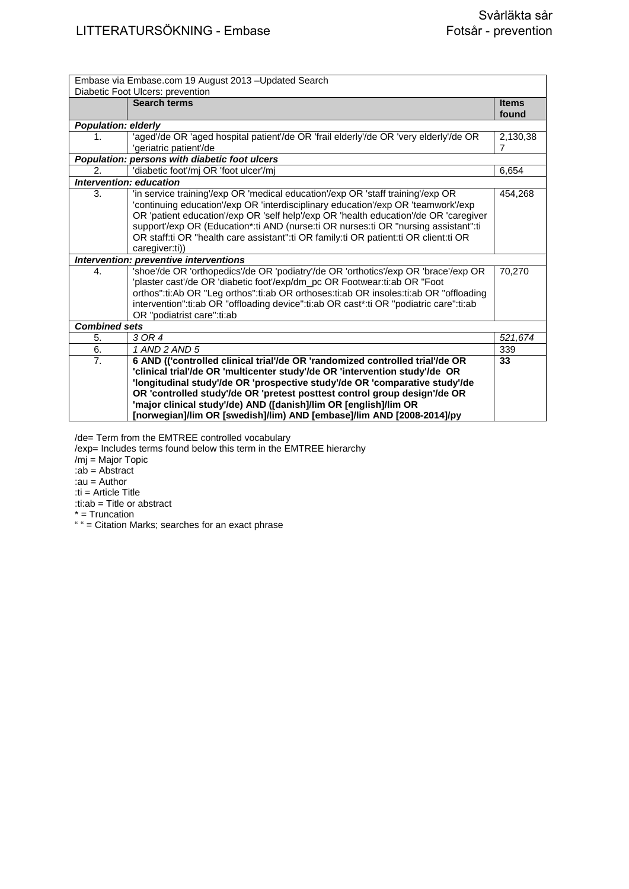| Embase via Embase.com 19 August 2013 –Updated Search<br>Diabetic Foot Ulcers: prevention | | |
|---|---|---|
| | **Search terms** | **Items found** |
| ***Population: elderly*** | | |
| 1. | 'aged'/de OR 'aged hospital patient'/de OR 'frail elderly'/de OR 'very elderly'/de OR 'geriatric patient'/de | 2,130,387 |
| ***Population: persons with diabetic foot ulcers*** | | |
| 2. | 'diabetic foot'/mj OR 'foot ulcer'/mj | 6,654 |
| ***Intervention: education*** | | |
| 3. | 'in service training'/exp OR 'medical education'/exp OR 'staff training'/exp OR 'continuing education'/exp OR 'interdisciplinary education'/exp OR 'teamwork'/exp OR 'patient education'/exp OR 'self help'/exp OR 'health education'/de OR 'caregiver support'/exp OR (Education*:ti AND (nurse:ti OR nurses:ti OR "nursing assistant":ti OR staff:ti OR "health care assistant":ti OR family:ti OR patient:ti OR client:ti OR caregiver:ti)) | 454,268 |
| ***Intervention: preventive interventions*** | | |
| 4. | 'shoe'/de OR 'orthopedics'/de OR 'podiatry'/de OR 'orthotics'/exp OR 'brace'/exp OR 'plaster cast'/de OR 'diabetic foot'/exp/dm_pc OR Footwear:ti:ab OR "Foot orthos":ti:Ab OR "Leg orthos":ti:ab OR orthoses:ti:ab OR insoles:ti:ab OR "offloading intervention":ti:ab OR "offloading device":ti:ab OR cast*:ti OR "podiatric care":ti:ab OR "podiatrist care":ti:ab | 70,270 |
| ***Combined sets*** | | |
| 5. | *3 OR 4* | *521,674* |
| 6. | *1 AND 2 AND 5* | 339 |
| **7.** | **6 AND (('controlled clinical trial'/de OR 'randomized controlled trial'/de OR 'clinical trial'/de OR 'multicenter study'/de OR 'intervention study'/de OR 'longitudinal study'/de OR 'prospective study'/de OR 'comparative study'/de OR 'controlled study'/de OR 'pretest posttest control group design'/de OR 'major clinical study'/de) AND ([danish]/lim OR [english]/lim OR [norwegian]/lim OR [swedish]/lim) AND [embase]/lim AND [2008-2014]/py** | **33** |

/de= Term from the EMTREE controlled vocabulary
/exp= Includes terms found below this term in the EMTREE hierarchy
/mj = Major Topic
:ab = Abstract
:au = Author
:ti = Article Title
:ti:ab = Title or abstract
* = Truncation
" " = Citation Marks; searches for an exact phrase